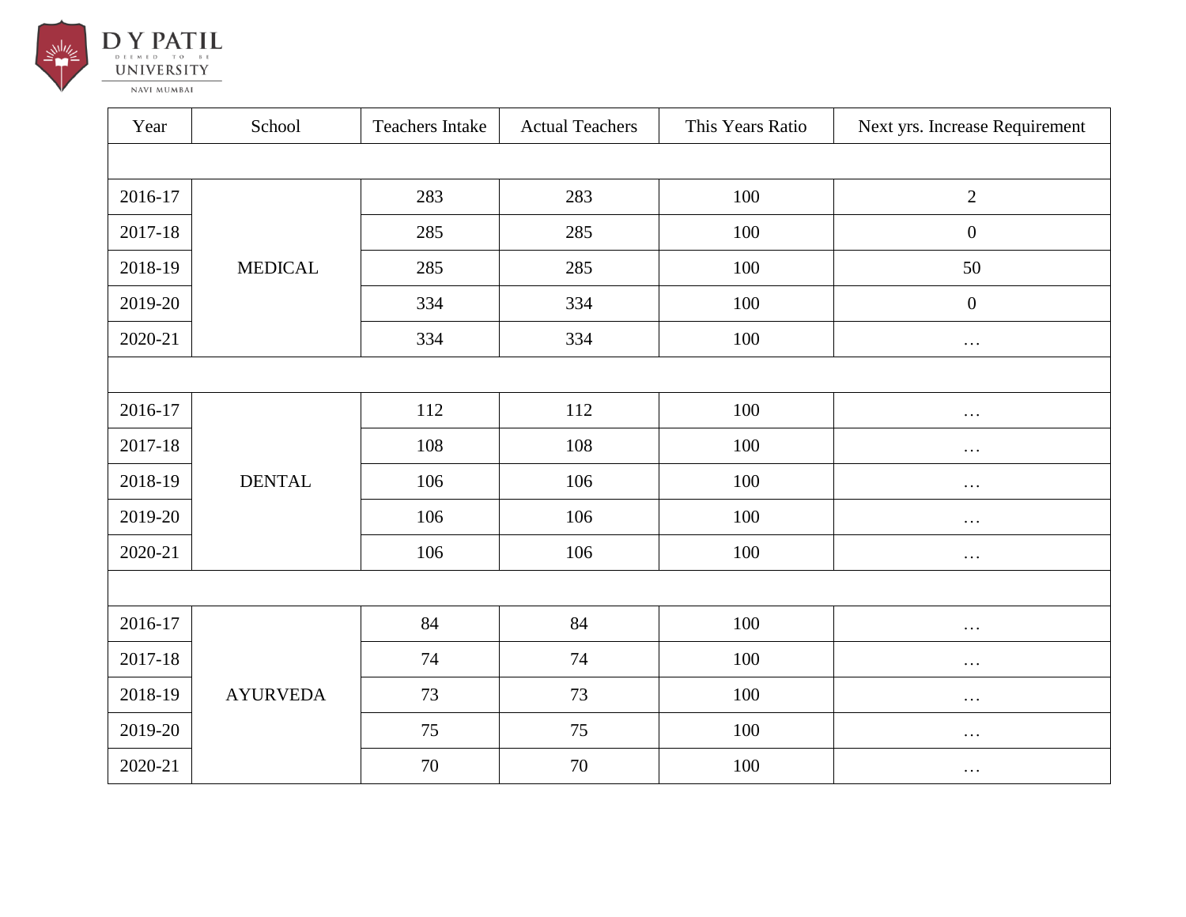D Y PATIL DEEMED TO BE UNIVERSITY NAVI MUMBAI

| Year | School | Teachers Intake | Actual Teachers | This Years Ratio | Next yrs. Increase Requirement |
|---|---|---|---|---|---|
| | | | | | |
| 2016-17 | MEDICAL | 283 | 283 | 100 | 2 |
| 2017-18 | | 285 | 285 | 100 | 0 |
| 2018-19 | | 285 | 285 | 100 | 50 |
| 2019-20 | | 334 | 334 | 100 | 0 |
| 2020-21 | | 334 | 334 | 100 | … |
| | | | | | |
| 2016-17 | DENTAL | 112 | 112 | 100 | … |
| 2017-18 | | 108 | 108 | 100 | … |
| 2018-19 | | 106 | 106 | 100 | … |
| 2019-20 | | 106 | 106 | 100 | … |
| 2020-21 | | 106 | 106 | 100 | … |
| | | | | | |
| 2016-17 | AYURVEDA | 84 | 84 | 100 | … |
| 2017-18 | | 74 | 74 | 100 | … |
| 2018-19 | | 73 | 73 | 100 | … |
| 2019-20 | | 75 | 75 | 100 | … |
| 2020-21 | | 70 | 70 | 100 | … |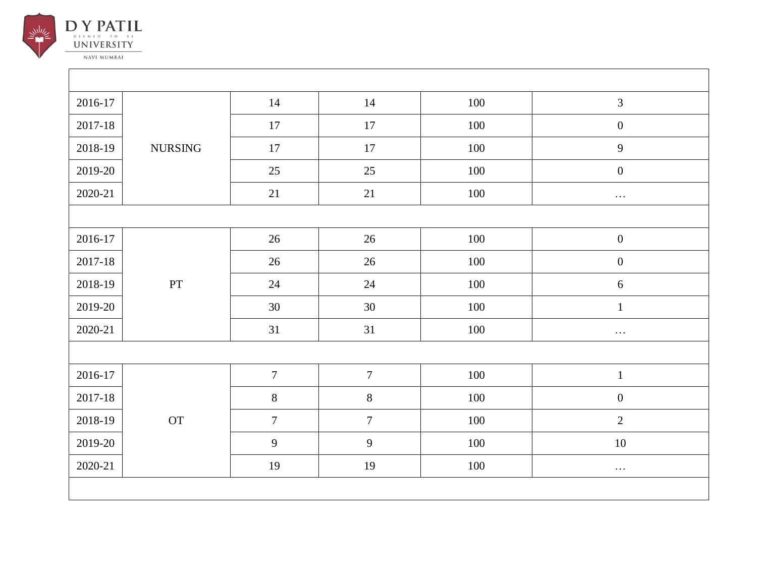| | | | | | |
|---|---|---|---|---|---|
| | | | | | |
| 2016-17 | NURSING | 14 | 14 | 100 | 3 |
| 2017-18 | | 17 | 17 | 100 | 0 |
| 2018-19 | | 17 | 17 | 100 | 9 |
| 2019-20 | | 25 | 25 | 100 | 0 |
| 2020-21 | | 21 | 21 | 100 | … |
| | | | | | |
| 2016-17 | PT | 26 | 26 | 100 | 0 |
| 2017-18 | | 26 | 26 | 100 | 0 |
| 2018-19 | | 24 | 24 | 100 | 6 |
| 2019-20 | | 30 | 30 | 100 | 1 |
| 2020-21 | | 31 | 31 | 100 | … |
| | | | | | |
| 2016-17 | OT | 7 | 7 | 100 | 1 |
| 2017-18 | | 8 | 8 | 100 | 0 |
| 2018-19 | | 7 | 7 | 100 | 2 |
| 2019-20 | | 9 | 9 | 100 | 10 |
| 2020-21 | | 19 | 19 | 100 | … |
| | | | | | |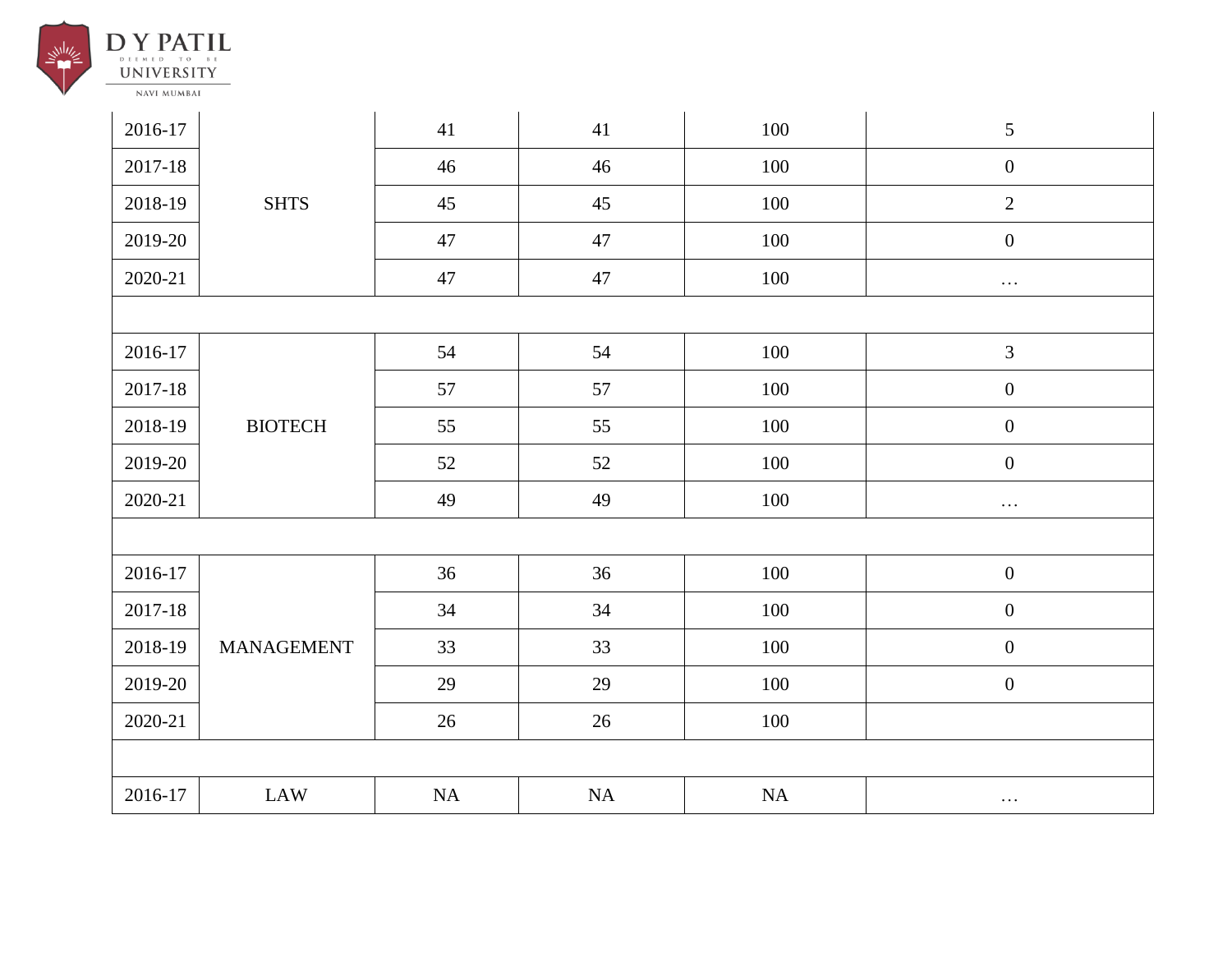| | | | | | |
|---|---|---|---|---|---|
| 2016-17 | SHTS | 41 | 41 | 100 | 5 |
| 2017-18 | | 46 | 46 | 100 | 0 |
| 2018-19 | | 45 | 45 | 100 | 2 |
| 2019-20 | | 47 | 47 | 100 | 0 |
| 2020-21 | | 47 | 47 | 100 | … |
| | | | | | |
| 2016-17 | BIOTECH | 54 | 54 | 100 | 3 |
| 2017-18 | | 57 | 57 | 100 | 0 |
| 2018-19 | | 55 | 55 | 100 | 0 |
| 2019-20 | | 52 | 52 | 100 | 0 |
| 2020-21 | | 49 | 49 | 100 | … |
| | | | | | |
| 2016-17 | MANAGEMENT | 36 | 36 | 100 | 0 |
| 2017-18 | | 34 | 34 | 100 | 0 |
| 2018-19 | | 33 | 33 | 100 | 0 |
| 2019-20 | | 29 | 29 | 100 | 0 |
| 2020-21 | | 26 | 26 | 100 | |
| | | | | | |
| 2016-17 | LAW | NA | NA | NA | … |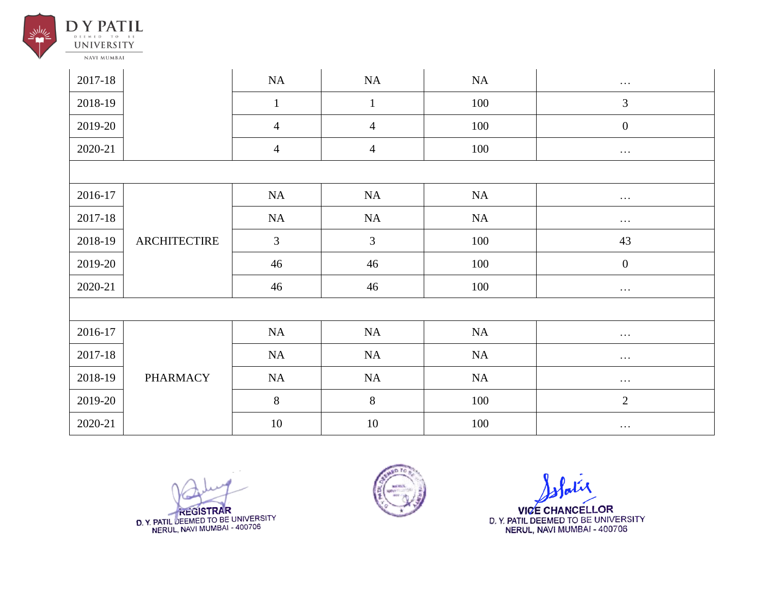| | | | | | |
|---|---|---|---|---|---|
| 2017-18 | | NA | NA | NA | … |
| 2018-19 | | 1 | 1 | 100 | 3 |
| 2019-20 | | 4 | 4 | 100 | 0 |
| 2020-21 | | 4 | 4 | 100 | … |
| | | | | | |
| 2016-17 | ARCHITECTIRE | NA | NA | NA | … |
| 2017-18 | | NA | NA | NA | … |
| 2018-19 | | 3 | 3 | 100 | 43 |
| 2019-20 | | 46 | 46 | 100 | 0 |
| 2020-21 | | 46 | 46 | 100 | … |
| | | | | | |
| 2016-17 | PHARMACY | NA | NA | NA | … |
| 2017-18 | | NA | NA | NA | … |
| 2018-19 | | NA | NA | NA | … |
| 2019-20 | | 8 | 8 | 100 | 2 |
| 2020-21 | | 10 | 10 | 100 | … |

REGISTRAR
D. Y. PATIL DEEMED TO BE UNIVERSITY
NERUL, NAVI MUMBAI - 400706

VICE CHANCELLOR
D. Y. PATIL DEEMED TO BE UNIVERSITY
NERUL, NAVI MUMBAI - 400706